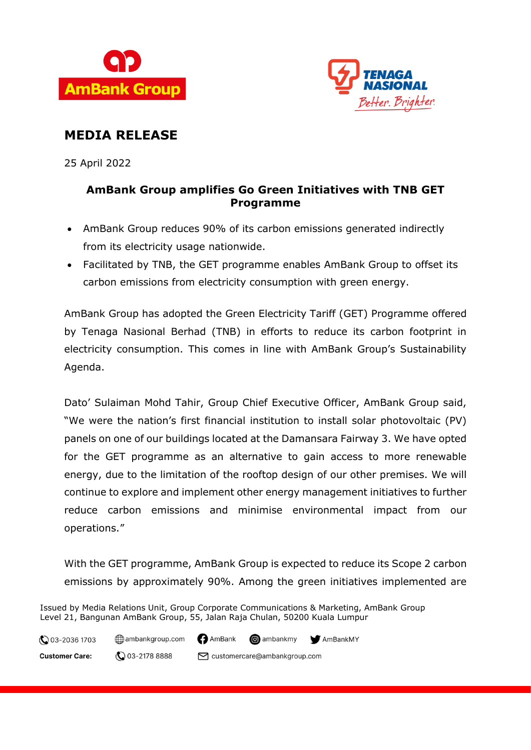# MEDIA RELEASE

25 April 2022

## AmBank Group amplifies Go Green Initiatives with TNB GET Programme

- AmBank Group reduces 90% of its carbon emissions generated indirectly from its electricity usage nationwide.
- Facilitated by TNB, the GET programme enables AmBank Group to offset its carbon emissions from electricity consumption with green energy.

AmBank Group has adopted the Green Electricity Tariff (GET) Programme offered by Tenaga Nasional Berhad (TNB) in efforts to reduce its carbon footprint in electricity consumption. This comes in line with AmBank Group's Sustainability Agenda.

Dato' Sulaiman Mohd Tahir, Group Chief Executive Officer, AmBank Group said, "We were the nation's first financial institution to install solar photovoltaic (PV) panels on one of our buildings located at the Damansara Fairway 3. We have opted for the GET programme as an alternative to gain access to more renewable energy, due to the limitation of the rooftop design of our other premises. We will continue to explore and implement other energy management initiatives to further reduce carbon emissions and minimise environmental impact from our operations."

With the GET programme, AmBank Group is expected to reduce its Scope 2 carbon emissions by approximately 90%. Among the green initiatives implemented are

Issued by Media Relations Unit, Group Corporate Communications & Marketing, AmBank Group
Level 21, Bangunan AmBank Group, 55, Jalan Raja Chulan, 50200 Kuala Lumpur

03-2036 1703 | ambankgroup.com | AmBank | ambankmy | AmBankMY

**Customer Care:** 03-2178 8888 | customercare@ambankgroup.com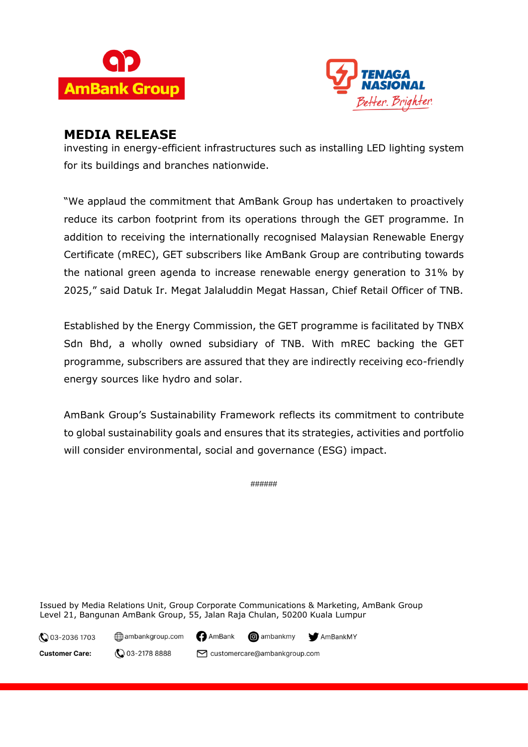## MEDIA RELEASE

investing in energy-efficient infrastructures such as installing LED lighting system for its buildings and branches nationwide.

"We applaud the commitment that AmBank Group has undertaken to proactively reduce its carbon footprint from its operations through the GET programme. In addition to receiving the internationally recognised Malaysian Renewable Energy Certificate (mREC), GET subscribers like AmBank Group are contributing towards the national green agenda to increase renewable energy generation to 31% by 2025," said Datuk Ir. Megat Jalaluddin Megat Hassan, Chief Retail Officer of TNB.

Established by the Energy Commission, the GET programme is facilitated by TNBX Sdn Bhd, a wholly owned subsidiary of TNB. With mREC backing the GET programme, subscribers are assured that they are indirectly receiving eco-friendly energy sources like hydro and solar.

AmBank Group's Sustainability Framework reflects its commitment to contribute to global sustainability goals and ensures that its strategies, activities and portfolio will consider environmental, social and governance (ESG) impact.

######

Issued by Media Relations Unit, Group Corporate Communications & Marketing, AmBank Group
Level 21, Bangunan AmBank Group, 55, Jalan Raja Chulan, 50200 Kuala Lumpur

03-2036 1703 | ambankgroup.com | AmBank | ambankmy | AmBankMY

**Customer Care:** 03-2178 8888 | customercare@ambankgroup.com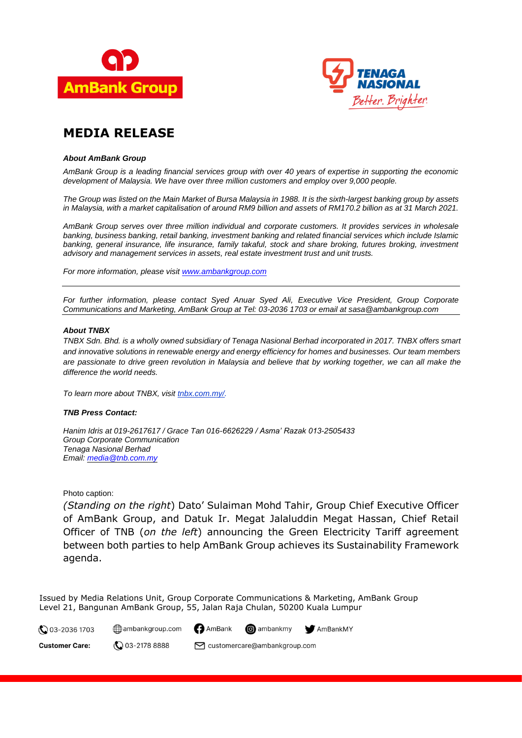# MEDIA RELEASE

***About AmBank Group***

*AmBank Group is a leading financial services group with over 40 years of expertise in supporting the economic development of Malaysia. We have over three million customers and employ over 9,000 people.*

*The Group was listed on the Main Market of Bursa Malaysia in 1988. It is the sixth-largest banking group by assets in Malaysia, with a market capitalisation of around RM9 billion and assets of RM170.2 billion as at 31 March 2021.*

*AmBank Group serves over three million individual and corporate customers. It provides services in wholesale banking, business banking, retail banking, investment banking and related financial services which include Islamic banking, general insurance, life insurance, family takaful, stock and share broking, futures broking, investment advisory and management services in assets, real estate investment trust and unit trusts.*

*For more information, please visit [www.ambankgroup.com](www.ambankgroup.com)*

---

*For further information, please contact Syed Anuar Syed Ali, Executive Vice President, Group Corporate Communications and Marketing, AmBank Group at Tel: 03-2036 1703 or email at sasa@ambankgroup.com*

---

***About TNBX***

*TNBX Sdn. Bhd. is a wholly owned subsidiary of Tenaga Nasional Berhad incorporated in 2017. TNBX offers smart and innovative solutions in renewable energy and energy efficiency for homes and businesses. Our team members are passionate to drive green revolution in Malaysia and believe that by working together, we can all make the difference the world needs.*

*To learn more about TNBX, visit [tnbx.com.my/](tnbx.com.my/).*

***TNB Press Contact:***

*Hanim Idris at 019-2617617 / Grace Tan 016-6626229 / Asma' Razak 013-2505433*
*Group Corporate Communication*
*Tenaga Nasional Berhad*
*Email: [media@tnb.com.my](mailto:media@tnb.com.my)*

Photo caption:

(*Standing on the right*) Dato' Sulaiman Mohd Tahir, Group Chief Executive Officer of AmBank Group, and Datuk Ir. Megat Jalaluddin Megat Hassan, Chief Retail Officer of TNB (*on the left*) announcing the Green Electricity Tariff agreement between both parties to help AmBank Group achieves its Sustainability Framework agenda.

Issued by Media Relations Unit, Group Corporate Communications & Marketing, AmBank Group
Level 21, Bangunan AmBank Group, 55, Jalan Raja Chulan, 50200 Kuala Lumpur

03-2036 1703 | ambankgroup.com | AmBank | ambankmy | AmBankMY

**Customer Care:** 03-2178 8888 | customercare@ambankgroup.com